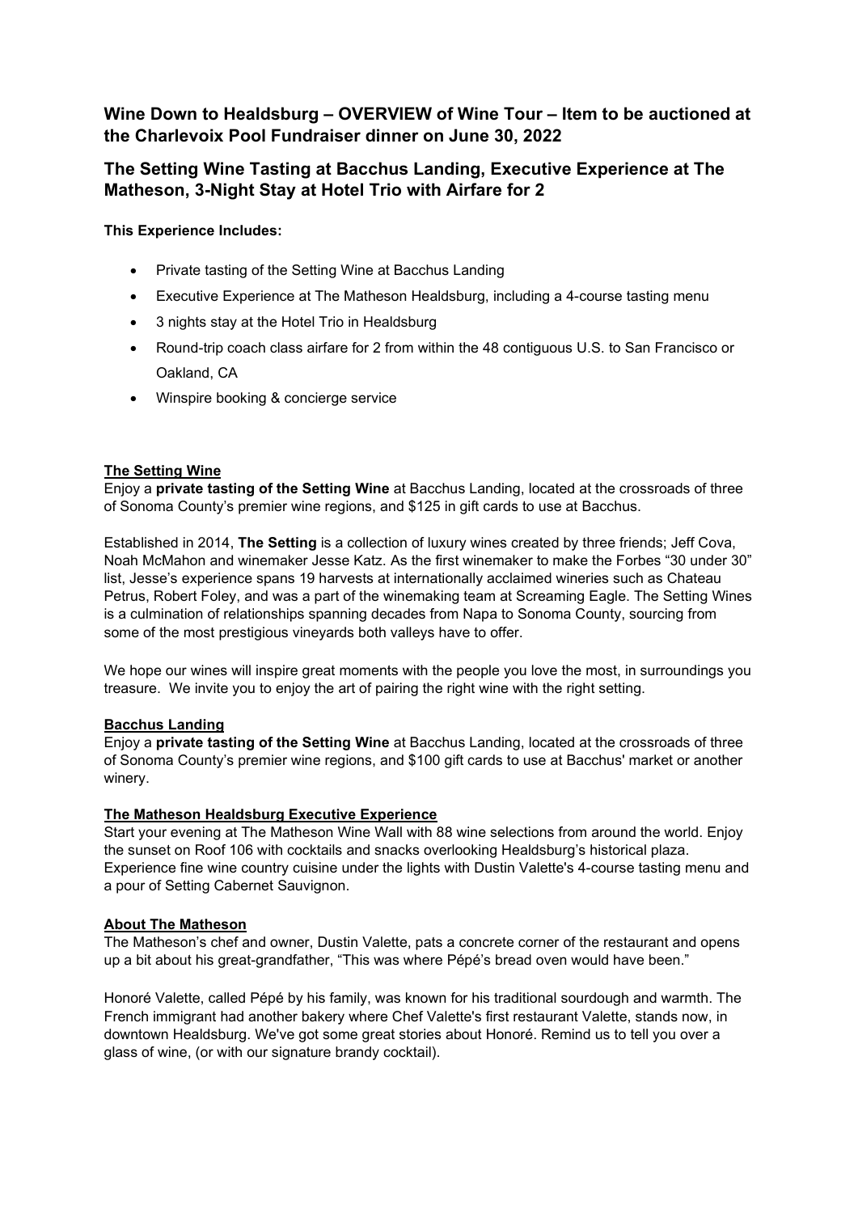## Wine Down to Healdsburg – OVERVIEW of Wine Tour – Item to be auctioned at the Charlevoix Pool Fundraiser dinner on June 30, 2022

## The Setting Wine Tasting at Bacchus Landing, Executive Experience at The Matheson, 3-Night Stay at Hotel Trio with Airfare for 2

**This Experience Includes:**

- Private tasting of the Setting Wine at Bacchus Landing
- Executive Experience at The Matheson Healdsburg, including a 4-course tasting menu
- 3 nights stay at the Hotel Trio in Healdsburg
- Round-trip coach class airfare for 2 from within the 48 contiguous U.S. to San Francisco or Oakland, CA
- Winspire booking & concierge service

**The Setting Wine**

Enjoy a **private tasting of the Setting Wine** at Bacchus Landing, located at the crossroads of three of Sonoma County's premier wine regions, and $125 in gift cards to use at Bacchus.

Established in 2014, **The Setting** is a collection of luxury wines created by three friends; Jeff Cova, Noah McMahon and winemaker Jesse Katz. As the first winemaker to make the Forbes "30 under 30" list, Jesse's experience spans 19 harvests at internationally acclaimed wineries such as Chateau Petrus, Robert Foley, and was a part of the winemaking team at Screaming Eagle. The Setting Wines is a culmination of relationships spanning decades from Napa to Sonoma County, sourcing from some of the most prestigious vineyards both valleys have to offer.

We hope our wines will inspire great moments with the people you love the most, in surroundings you treasure. We invite you to enjoy the art of pairing the right wine with the right setting.

**Bacchus Landing**

Enjoy a **private tasting of the Setting Wine** at Bacchus Landing, located at the crossroads of three of Sonoma County's premier wine regions, and $100 gift cards to use at Bacchus' market or another winery.

**The Matheson Healdsburg Executive Experience**

Start your evening at The Matheson Wine Wall with 88 wine selections from around the world. Enjoy the sunset on Roof 106 with cocktails and snacks overlooking Healdsburg's historical plaza. Experience fine wine country cuisine under the lights with Dustin Valette's 4-course tasting menu and a pour of Setting Cabernet Sauvignon.

**About The Matheson**

The Matheson's chef and owner, Dustin Valette, pats a concrete corner of the restaurant and opens up a bit about his great-grandfather, "This was where Pépé's bread oven would have been."

Honoré Valette, called Pépé by his family, was known for his traditional sourdough and warmth. The French immigrant had another bakery where Chef Valette's first restaurant Valette, stands now, in downtown Healdsburg. We've got some great stories about Honoré. Remind us to tell you over a glass of wine, (or with our signature brandy cocktail).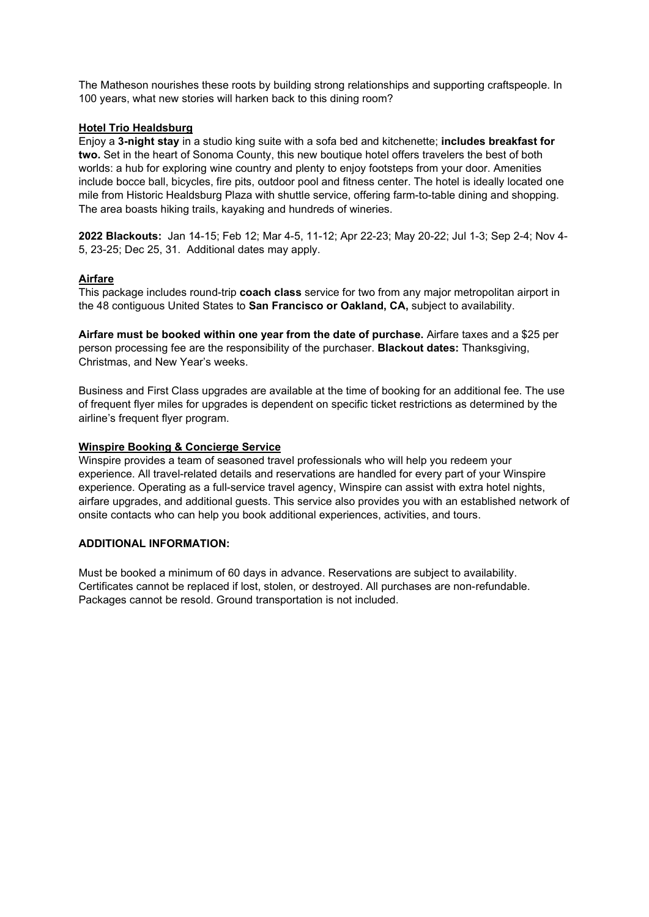The Matheson nourishes these roots by building strong relationships and supporting craftspeople. In 100 years, what new stories will harken back to this dining room?

### Hotel Trio Healdsburg

Enjoy a **3-night stay** in a studio king suite with a sofa bed and kitchenette; **includes breakfast for two.** Set in the heart of Sonoma County, this new boutique hotel offers travelers the best of both worlds: a hub for exploring wine country and plenty to enjoy footsteps from your door. Amenities include bocce ball, bicycles, fire pits, outdoor pool and fitness center. The hotel is ideally located one mile from Historic Healdsburg Plaza with shuttle service, offering farm-to-table dining and shopping. The area boasts hiking trails, kayaking and hundreds of wineries.

**2022 Blackouts:** Jan 14-15; Feb 12; Mar 4-5, 11-12; Apr 22-23; May 20-22; Jul 1-3; Sep 2-4; Nov 4-5, 23-25; Dec 25, 31. Additional dates may apply.

### Airfare

This package includes round-trip **coach class** service for two from any major metropolitan airport in the 48 contiguous United States to **San Francisco or Oakland, CA,** subject to availability.

**Airfare must be booked within one year from the date of purchase.** Airfare taxes and a $25 per person processing fee are the responsibility of the purchaser. **Blackout dates:** Thanksgiving, Christmas, and New Year's weeks.

Business and First Class upgrades are available at the time of booking for an additional fee. The use of frequent flyer miles for upgrades is dependent on specific ticket restrictions as determined by the airline's frequent flyer program.

### Winspire Booking & Concierge Service

Winspire provides a team of seasoned travel professionals who will help you redeem your experience. All travel-related details and reservations are handled for every part of your Winspire experience. Operating as a full-service travel agency, Winspire can assist with extra hotel nights, airfare upgrades, and additional guests. This service also provides you with an established network of onsite contacts who can help you book additional experiences, activities, and tours.

### ADDITIONAL INFORMATION:

Must be booked a minimum of 60 days in advance. Reservations are subject to availability. Certificates cannot be replaced if lost, stolen, or destroyed. All purchases are non-refundable. Packages cannot be resold. Ground transportation is not included.